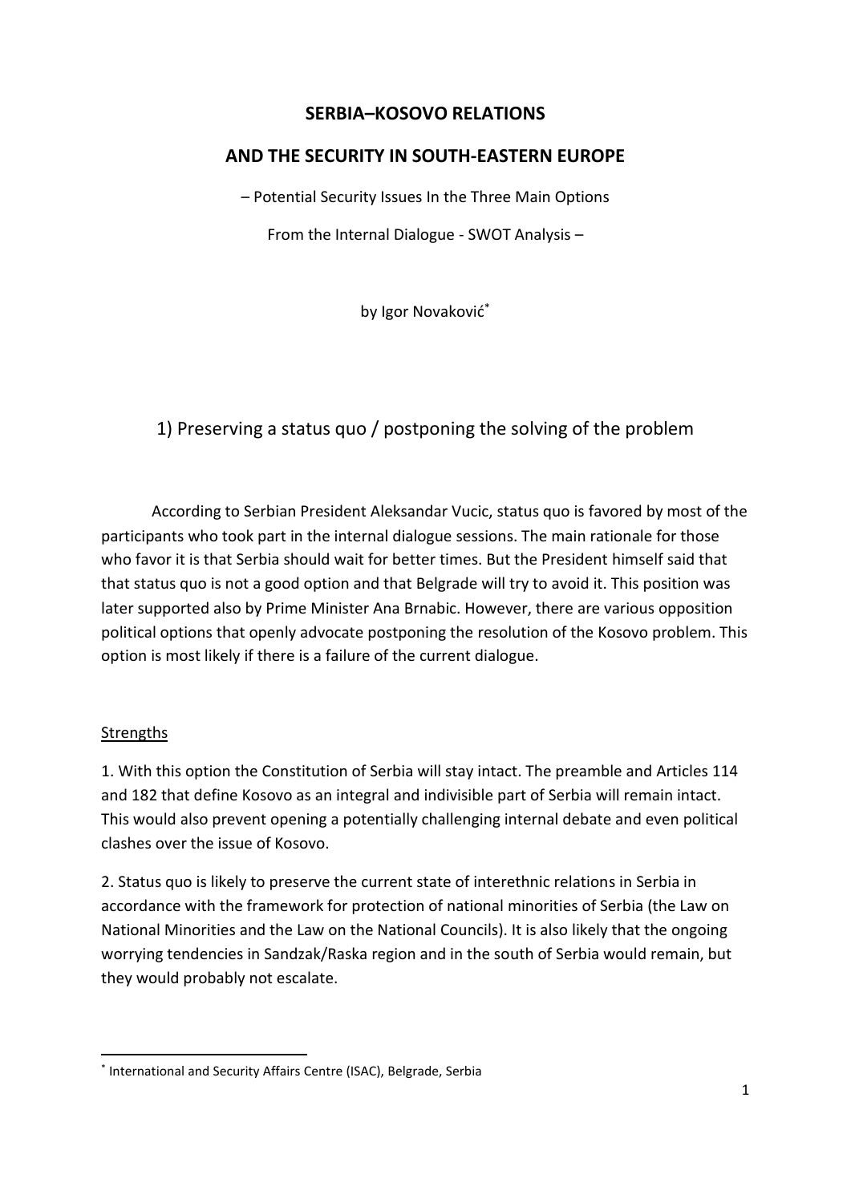# SERBIA–KOSOVO RELATIONS

# AND THE SECURITY IN SOUTH-EASTERN EUROPE

– Potential Security Issues In the Three Main Options

From the Internal Dialogue - SWOT Analysis –

by Igor Novaković[*]

## 1) Preserving a status quo / postponing the solving of the problem

According to Serbian President Aleksandar Vucic, status quo is favored by most of the participants who took part in the internal dialogue sessions. The main rationale for those who favor it is that Serbia should wait for better times. But the President himself said that that status quo is not a good option and that Belgrade will try to avoid it. This position was later supported also by Prime Minister Ana Brnabic. However, there are various opposition political options that openly advocate postponing the resolution of the Kosovo problem. This option is most likely if there is a failure of the current dialogue.

### Strengths

1. With this option the Constitution of Serbia will stay intact. The preamble and Articles 114 and 182 that define Kosovo as an integral and indivisible part of Serbia will remain intact. This would also prevent opening a potentially challenging internal debate and even political clashes over the issue of Kosovo.

2. Status quo is likely to preserve the current state of interethnic relations in Serbia in accordance with the framework for protection of national minorities of Serbia (the Law on National Minorities and the Law on the National Councils). It is also likely that the ongoing worrying tendencies in Sandzak/Raska region and in the south of Serbia would remain, but they would probably not escalate.

[*] International and Security Affairs Centre (ISAC), Belgrade, Serbia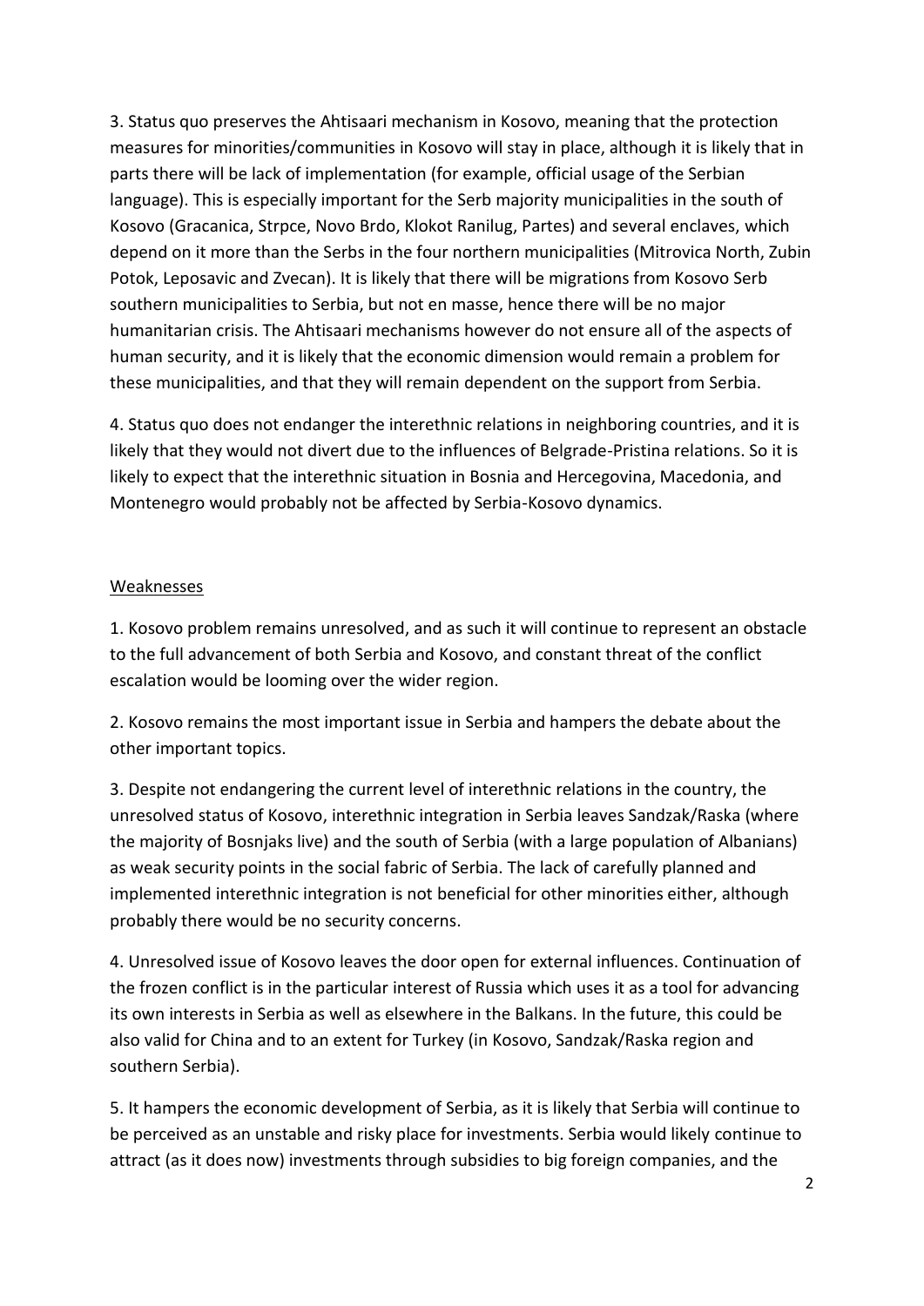3. Status quo preserves the Ahtisaari mechanism in Kosovo, meaning that the protection measures for minorities/communities in Kosovo will stay in place, although it is likely that in parts there will be lack of implementation (for example, official usage of the Serbian language). This is especially important for the Serb majority municipalities in the south of Kosovo (Gracanica, Strpce, Novo Brdo, Klokot Ranilug, Partes) and several enclaves, which depend on it more than the Serbs in the four northern municipalities (Mitrovica North, Zubin Potok, Leposavic and Zvecan). It is likely that there will be migrations from Kosovo Serb southern municipalities to Serbia, but not en masse, hence there will be no major humanitarian crisis. The Ahtisaari mechanisms however do not ensure all of the aspects of human security, and it is likely that the economic dimension would remain a problem for these municipalities, and that they will remain dependent on the support from Serbia.

4. Status quo does not endanger the interethnic relations in neighboring countries, and it is likely that they would not divert due to the influences of Belgrade-Pristina relations. So it is likely to expect that the interethnic situation in Bosnia and Hercegovina, Macedonia, and Montenegro would probably not be affected by Serbia-Kosovo dynamics.

Weaknesses

1. Kosovo problem remains unresolved, and as such it will continue to represent an obstacle to the full advancement of both Serbia and Kosovo, and constant threat of the conflict escalation would be looming over the wider region.

2. Kosovo remains the most important issue in Serbia and hampers the debate about the other important topics.

3. Despite not endangering the current level of interethnic relations in the country, the unresolved status of Kosovo, interethnic integration in Serbia leaves Sandzak/Raska (where the majority of Bosnjaks live) and the south of Serbia (with a large population of Albanians) as weak security points in the social fabric of Serbia. The lack of carefully planned and implemented interethnic integration is not beneficial for other minorities either, although probably there would be no security concerns.

4. Unresolved issue of Kosovo leaves the door open for external influences. Continuation of the frozen conflict is in the particular interest of Russia which uses it as a tool for advancing its own interests in Serbia as well as elsewhere in the Balkans. In the future, this could be also valid for China and to an extent for Turkey (in Kosovo, Sandzak/Raska region and southern Serbia).

5. It hampers the economic development of Serbia, as it is likely that Serbia will continue to be perceived as an unstable and risky place for investments. Serbia would likely continue to attract (as it does now) investments through subsidies to big foreign companies, and the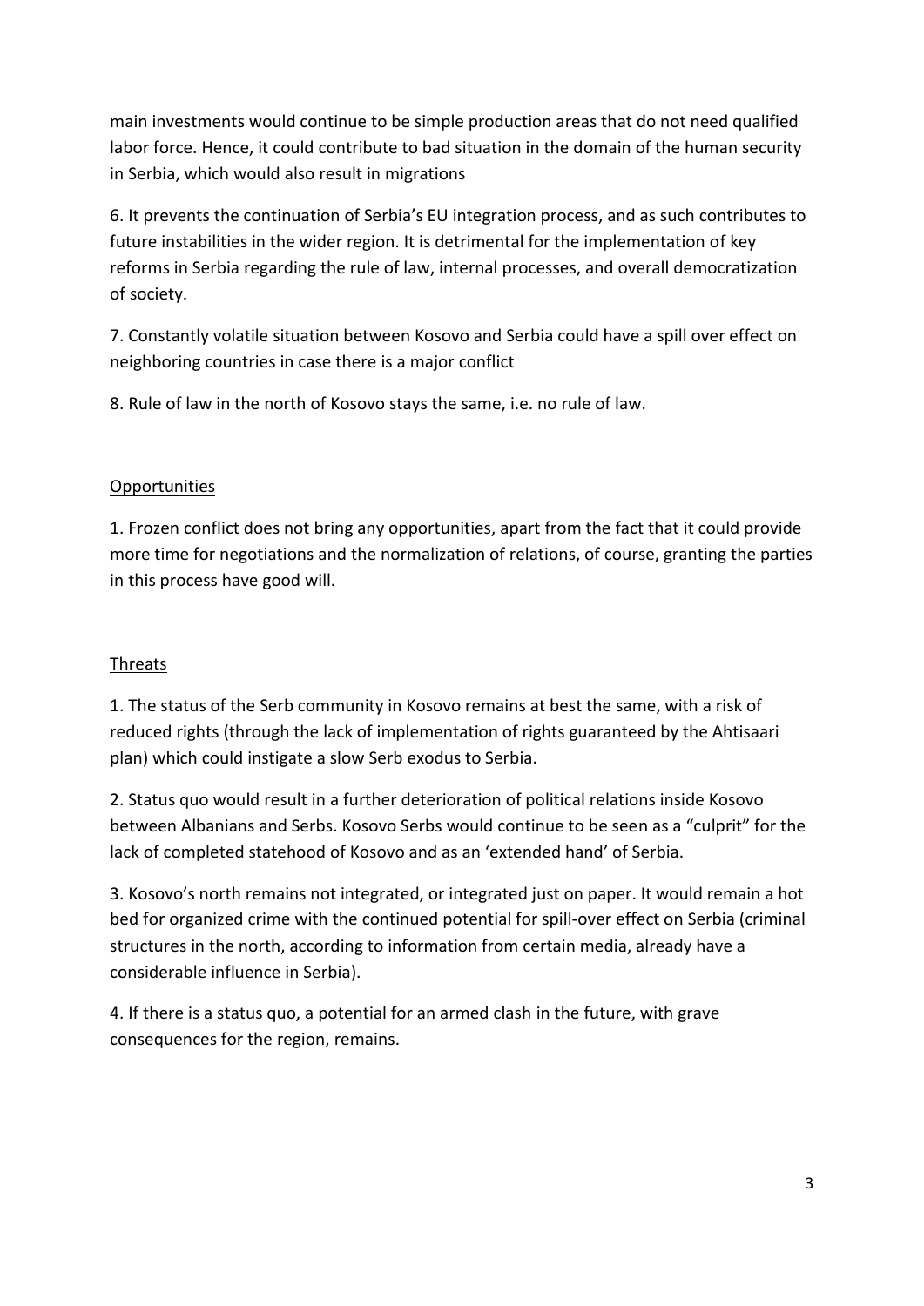main investments would continue to be simple production areas that do not need qualified labor force. Hence, it could contribute to bad situation in the domain of the human security in Serbia, which would also result in migrations

6. It prevents the continuation of Serbia's EU integration process, and as such contributes to future instabilities in the wider region. It is detrimental for the implementation of key reforms in Serbia regarding the rule of law, internal processes, and overall democratization of society.

7. Constantly volatile situation between Kosovo and Serbia could have a spill over effect on neighboring countries in case there is a major conflict

8. Rule of law in the north of Kosovo stays the same, i.e. no rule of law.

<u>Opportunities</u>

1. Frozen conflict does not bring any opportunities, apart from the fact that it could provide more time for negotiations and the normalization of relations, of course, granting the parties in this process have good will.

<u>Threats</u>

1. The status of the Serb community in Kosovo remains at best the same, with a risk of reduced rights (through the lack of implementation of rights guaranteed by the Ahtisaari plan) which could instigate a slow Serb exodus to Serbia.

2. Status quo would result in a further deterioration of political relations inside Kosovo between Albanians and Serbs. Kosovo Serbs would continue to be seen as a "culprit" for the lack of completed statehood of Kosovo and as an 'extended hand' of Serbia.

3. Kosovo's north remains not integrated, or integrated just on paper. It would remain a hot bed for organized crime with the continued potential for spill-over effect on Serbia (criminal structures in the north, according to information from certain media, already have a considerable influence in Serbia).

4. If there is a status quo, a potential for an armed clash in the future, with grave consequences for the region, remains.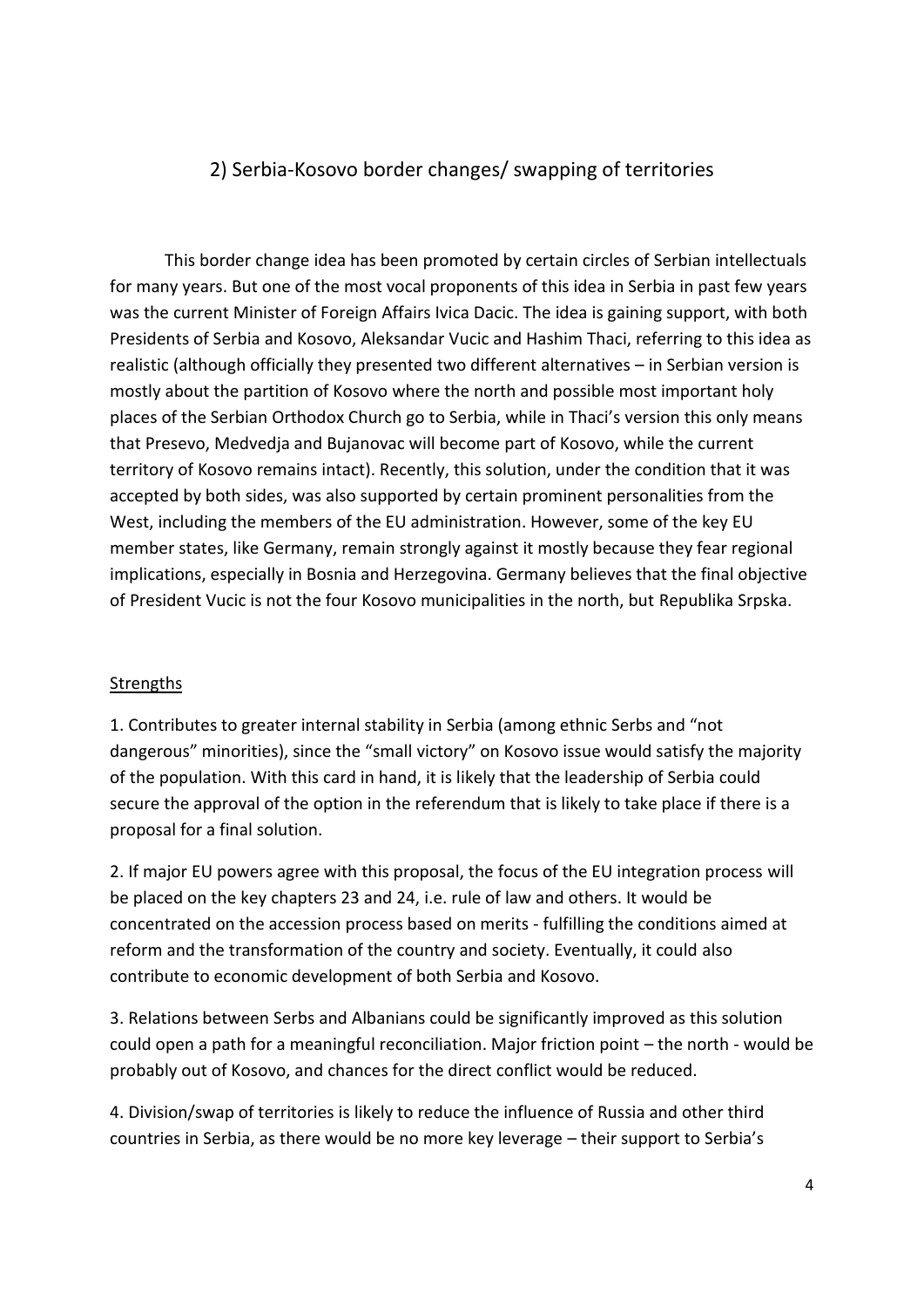## 2) Serbia-Kosovo border changes/ swapping of territories

This border change idea has been promoted by certain circles of Serbian intellectuals for many years. But one of the most vocal proponents of this idea in Serbia in past few years was the current Minister of Foreign Affairs Ivica Dacic. The idea is gaining support, with both Presidents of Serbia and Kosovo, Aleksandar Vucic and Hashim Thaci, referring to this idea as realistic (although officially they presented two different alternatives – in Serbian version is mostly about the partition of Kosovo where the north and possible most important holy places of the Serbian Orthodox Church go to Serbia, while in Thaci's version this only means that Presevo, Medvedja and Bujanovac will become part of Kosovo, while the current territory of Kosovo remains intact). Recently, this solution, under the condition that it was accepted by both sides, was also supported by certain prominent personalities from the West, including the members of the EU administration. However, some of the key EU member states, like Germany, remain strongly against it mostly because they fear regional implications, especially in Bosnia and Herzegovina. Germany believes that the final objective of President Vucic is not the four Kosovo municipalities in the north, but Republika Srpska.

<u>Strengths</u>

1. Contributes to greater internal stability in Serbia (among ethnic Serbs and "not dangerous" minorities), since the "small victory" on Kosovo issue would satisfy the majority of the population. With this card in hand, it is likely that the leadership of Serbia could secure the approval of the option in the referendum that is likely to take place if there is a proposal for a final solution.

2. If major EU powers agree with this proposal, the focus of the EU integration process will be placed on the key chapters 23 and 24, i.e. rule of law and others. It would be concentrated on the accession process based on merits - fulfilling the conditions aimed at reform and the transformation of the country and society. Eventually, it could also contribute to economic development of both Serbia and Kosovo.

3. Relations between Serbs and Albanians could be significantly improved as this solution could open a path for a meaningful reconciliation. Major friction point – the north - would be probably out of Kosovo, and chances for the direct conflict would be reduced.

4. Division/swap of territories is likely to reduce the influence of Russia and other third countries in Serbia, as there would be no more key leverage – their support to Serbia's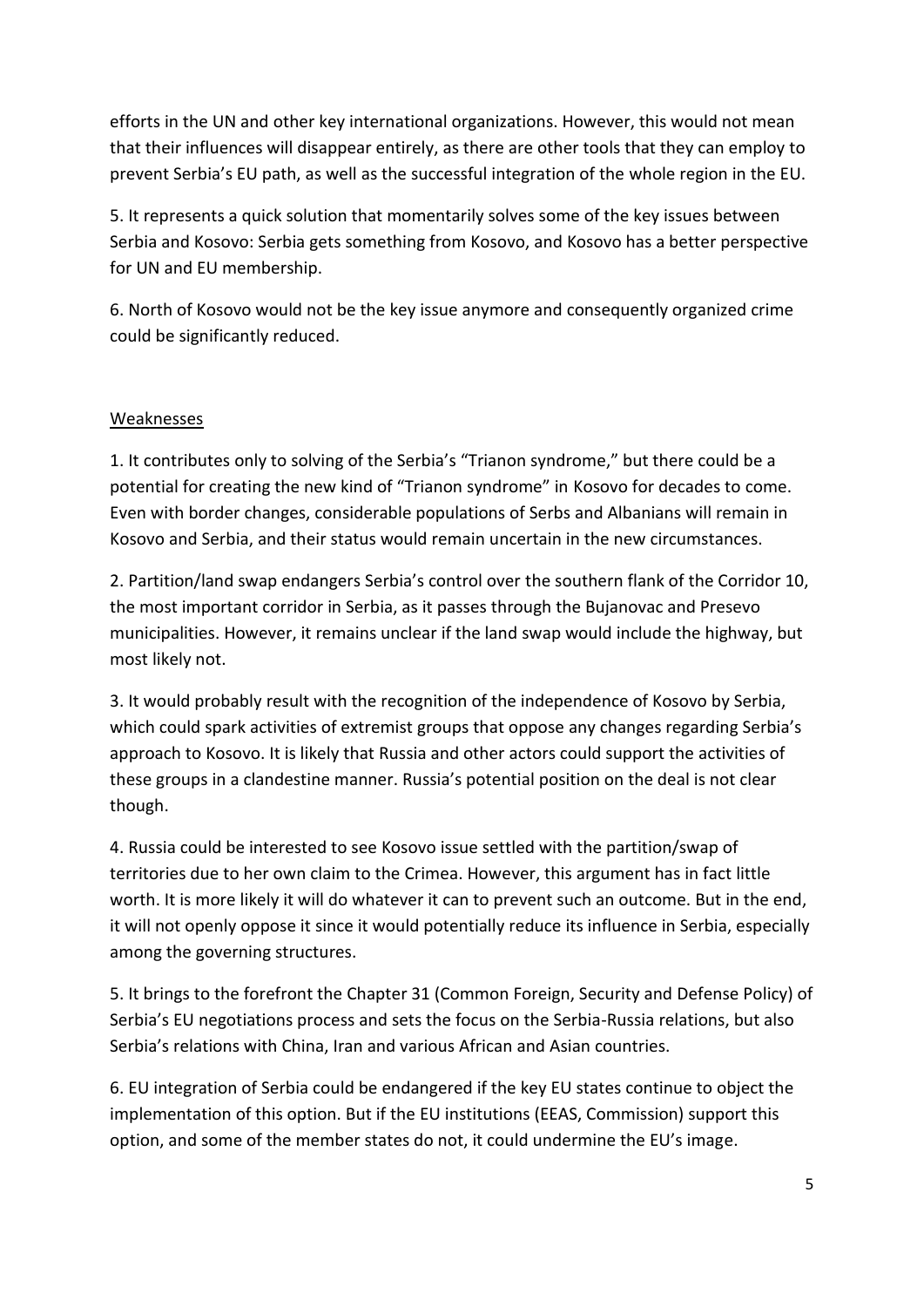efforts in the UN and other key international organizations. However, this would not mean that their influences will disappear entirely, as there are other tools that they can employ to prevent Serbia's EU path, as well as the successful integration of the whole region in the EU.

5. It represents a quick solution that momentarily solves some of the key issues between Serbia and Kosovo: Serbia gets something from Kosovo, and Kosovo has a better perspective for UN and EU membership.

6. North of Kosovo would not be the key issue anymore and consequently organized crime could be significantly reduced.

<u>Weaknesses</u>

1. It contributes only to solving of the Serbia's "Trianon syndrome," but there could be a potential for creating the new kind of "Trianon syndrome" in Kosovo for decades to come. Even with border changes, considerable populations of Serbs and Albanians will remain in Kosovo and Serbia, and their status would remain uncertain in the new circumstances.

2. Partition/land swap endangers Serbia's control over the southern flank of the Corridor 10, the most important corridor in Serbia, as it passes through the Bujanovac and Presevo municipalities. However, it remains unclear if the land swap would include the highway, but most likely not.

3. It would probably result with the recognition of the independence of Kosovo by Serbia, which could spark activities of extremist groups that oppose any changes regarding Serbia's approach to Kosovo. It is likely that Russia and other actors could support the activities of these groups in a clandestine manner. Russia's potential position on the deal is not clear though.

4. Russia could be interested to see Kosovo issue settled with the partition/swap of territories due to her own claim to the Crimea. However, this argument has in fact little worth. It is more likely it will do whatever it can to prevent such an outcome. But in the end, it will not openly oppose it since it would potentially reduce its influence in Serbia, especially among the governing structures.

5. It brings to the forefront the Chapter 31 (Common Foreign, Security and Defense Policy) of Serbia's EU negotiations process and sets the focus on the Serbia-Russia relations, but also Serbia's relations with China, Iran and various African and Asian countries.

6. EU integration of Serbia could be endangered if the key EU states continue to object the implementation of this option. But if the EU institutions (EEAS, Commission) support this option, and some of the member states do not, it could undermine the EU's image.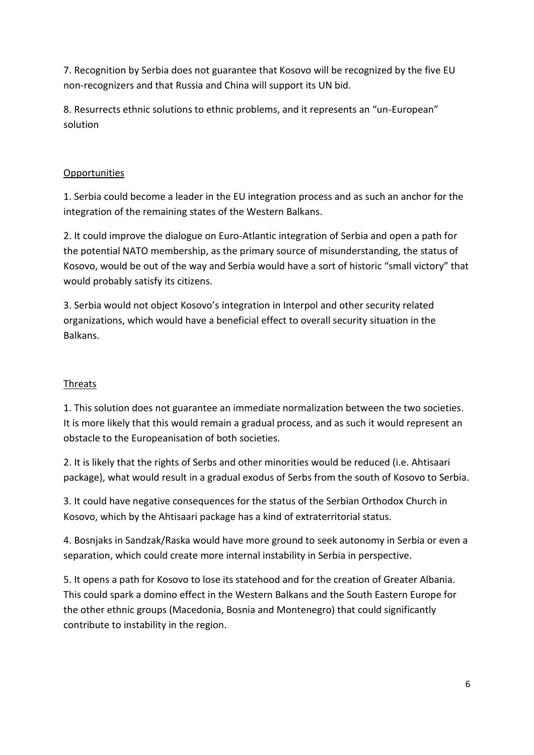7. Recognition by Serbia does not guarantee that Kosovo will be recognized by the five EU non-recognizers and that Russia and China will support its UN bid.

8. Resurrects ethnic solutions to ethnic problems, and it represents an "un-European" solution

## Opportunities

1. Serbia could become a leader in the EU integration process and as such an anchor for the integration of the remaining states of the Western Balkans.

2. It could improve the dialogue on Euro-Atlantic integration of Serbia and open a path for the potential NATO membership, as the primary source of misunderstanding, the status of Kosovo, would be out of the way and Serbia would have a sort of historic "small victory" that would probably satisfy its citizens.

3. Serbia would not object Kosovo's integration in Interpol and other security related organizations, which would have a beneficial effect to overall security situation in the Balkans.

## Threats

1. This solution does not guarantee an immediate normalization between the two societies. It is more likely that this would remain a gradual process, and as such it would represent an obstacle to the Europeanisation of both societies.

2. It is likely that the rights of Serbs and other minorities would be reduced (i.e. Ahtisaari package), what would result in a gradual exodus of Serbs from the south of Kosovo to Serbia.

3. It could have negative consequences for the status of the Serbian Orthodox Church in Kosovo, which by the Ahtisaari package has a kind of extraterritorial status.

4. Bosnjaks in Sandzak/Raska would have more ground to seek autonomy in Serbia or even a separation, which could create more internal instability in Serbia in perspective.

5. It opens a path for Kosovo to lose its statehood and for the creation of Greater Albania. This could spark a domino effect in the Western Balkans and the South Eastern Europe for the other ethnic groups (Macedonia, Bosnia and Montenegro) that could significantly contribute to instability in the region.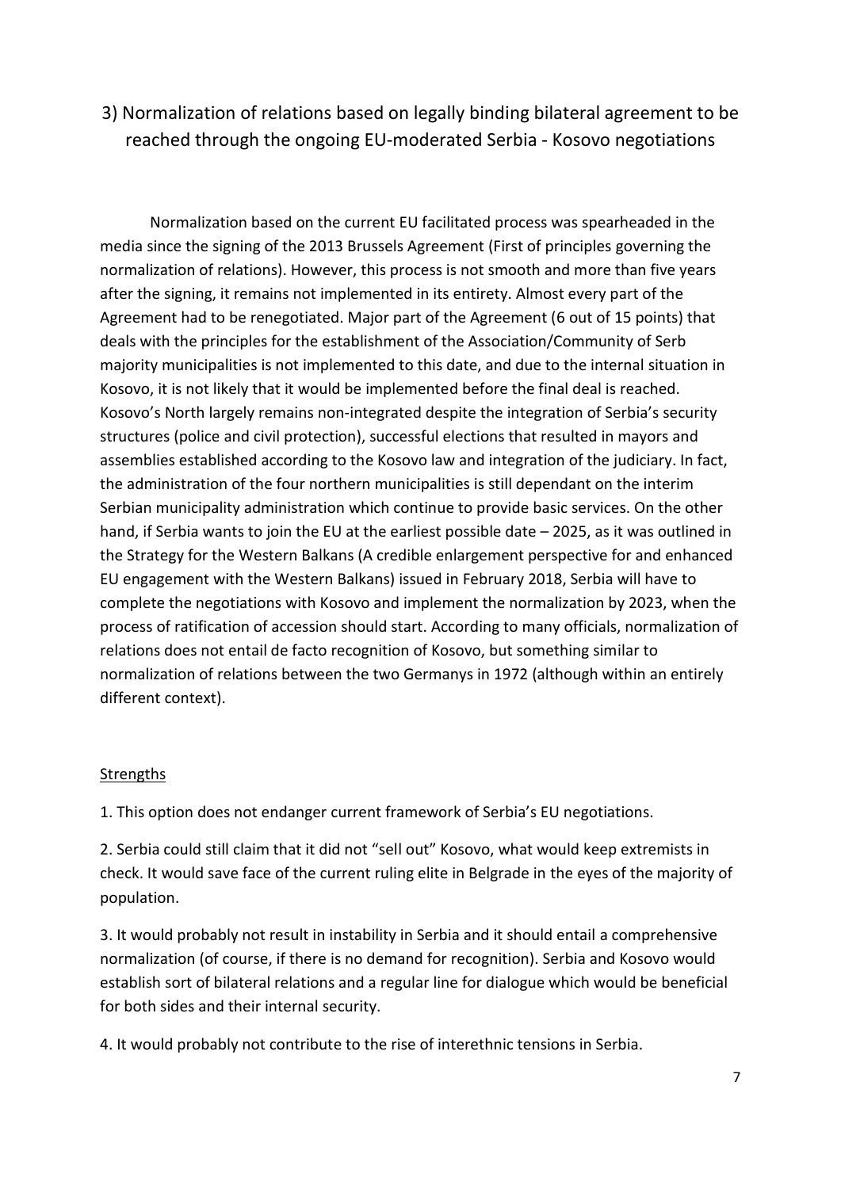## 3) Normalization of relations based on legally binding bilateral agreement to be reached through the ongoing EU-moderated Serbia - Kosovo negotiations

Normalization based on the current EU facilitated process was spearheaded in the media since the signing of the 2013 Brussels Agreement (First of principles governing the normalization of relations). However, this process is not smooth and more than five years after the signing, it remains not implemented in its entirety. Almost every part of the Agreement had to be renegotiated. Major part of the Agreement (6 out of 15 points) that deals with the principles for the establishment of the Association/Community of Serb majority municipalities is not implemented to this date, and due to the internal situation in Kosovo, it is not likely that it would be implemented before the final deal is reached. Kosovo's North largely remains non-integrated despite the integration of Serbia's security structures (police and civil protection), successful elections that resulted in mayors and assemblies established according to the Kosovo law and integration of the judiciary. In fact, the administration of the four northern municipalities is still dependant on the interim Serbian municipality administration which continue to provide basic services. On the other hand, if Serbia wants to join the EU at the earliest possible date – 2025, as it was outlined in the Strategy for the Western Balkans (A credible enlargement perspective for and enhanced EU engagement with the Western Balkans) issued in February 2018, Serbia will have to complete the negotiations with Kosovo and implement the normalization by 2023, when the process of ratification of accession should start. According to many officials, normalization of relations does not entail de facto recognition of Kosovo, but something similar to normalization of relations between the two Germanys in 1972 (although within an entirely different context).

<u>Strengths</u>

1. This option does not endanger current framework of Serbia's EU negotiations.

2. Serbia could still claim that it did not "sell out" Kosovo, what would keep extremists in check. It would save face of the current ruling elite in Belgrade in the eyes of the majority of population.

3. It would probably not result in instability in Serbia and it should entail a comprehensive normalization (of course, if there is no demand for recognition). Serbia and Kosovo would establish sort of bilateral relations and a regular line for dialogue which would be beneficial for both sides and their internal security.

4. It would probably not contribute to the rise of interethnic tensions in Serbia.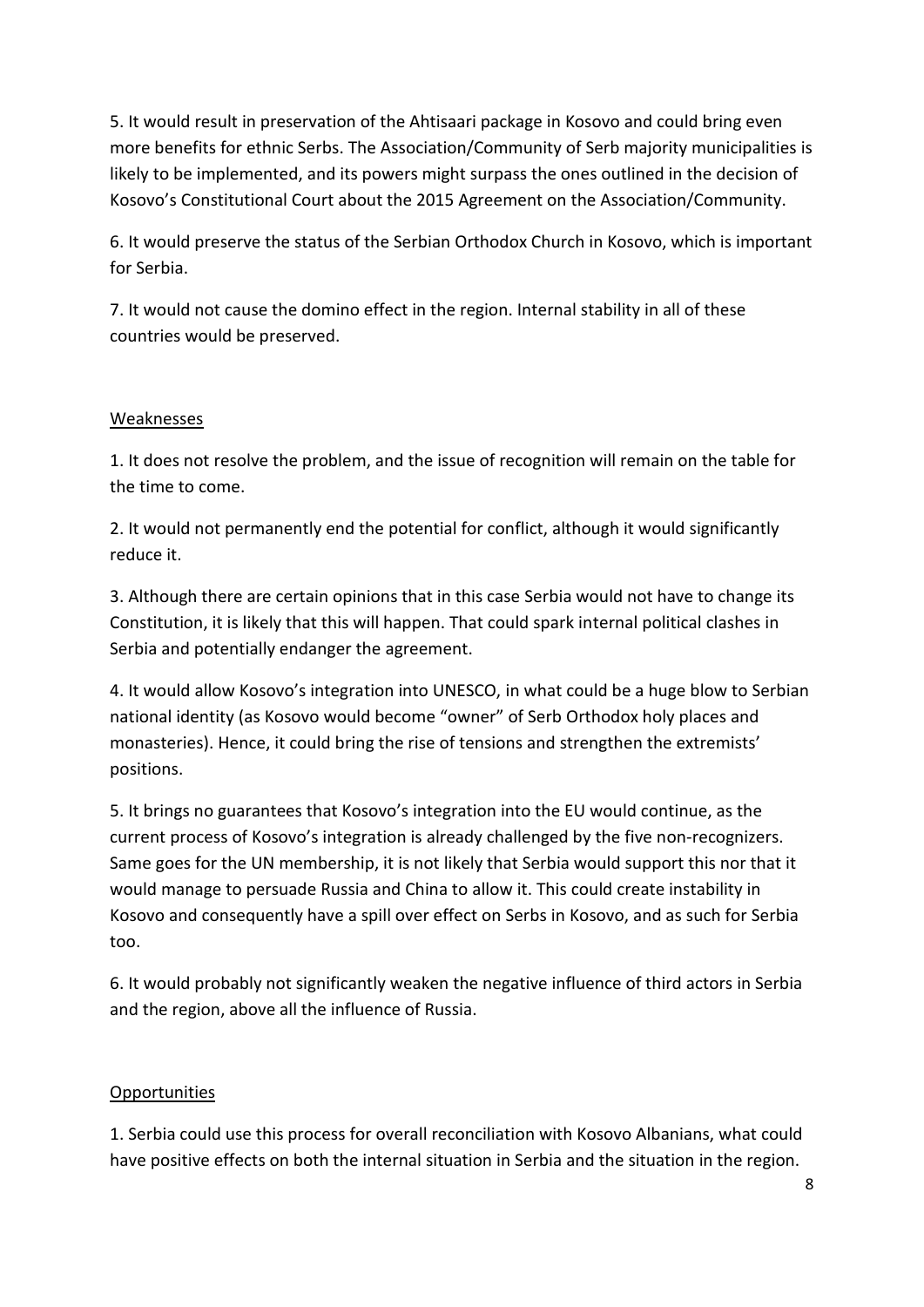5. It would result in preservation of the Ahtisaari package in Kosovo and could bring even more benefits for ethnic Serbs. The Association/Community of Serb majority municipalities is likely to be implemented, and its powers might surpass the ones outlined in the decision of Kosovo's Constitutional Court about the 2015 Agreement on the Association/Community.

6. It would preserve the status of the Serbian Orthodox Church in Kosovo, which is important for Serbia.

7. It would not cause the domino effect in the region. Internal stability in all of these countries would be preserved.

<u>Weaknesses</u>

1. It does not resolve the problem, and the issue of recognition will remain on the table for the time to come.

2. It would not permanently end the potential for conflict, although it would significantly reduce it.

3. Although there are certain opinions that in this case Serbia would not have to change its Constitution, it is likely that this will happen. That could spark internal political clashes in Serbia and potentially endanger the agreement.

4. It would allow Kosovo's integration into UNESCO, in what could be a huge blow to Serbian national identity (as Kosovo would become "owner" of Serb Orthodox holy places and monasteries). Hence, it could bring the rise of tensions and strengthen the extremists' positions.

5. It brings no guarantees that Kosovo's integration into the EU would continue, as the current process of Kosovo's integration is already challenged by the five non-recognizers. Same goes for the UN membership, it is not likely that Serbia would support this nor that it would manage to persuade Russia and China to allow it. This could create instability in Kosovo and consequently have a spill over effect on Serbs in Kosovo, and as such for Serbia too.

6. It would probably not significantly weaken the negative influence of third actors in Serbia and the region, above all the influence of Russia.

<u>Opportunities</u>

1. Serbia could use this process for overall reconciliation with Kosovo Albanians, what could have positive effects on both the internal situation in Serbia and the situation in the region.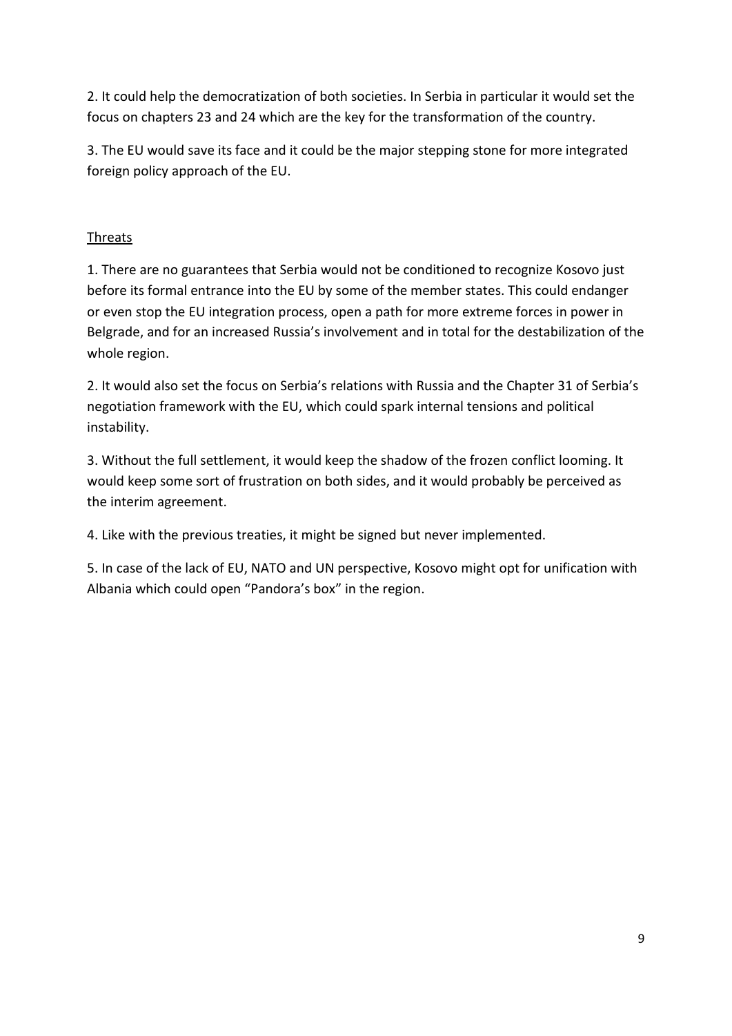2. It could help the democratization of both societies. In Serbia in particular it would set the focus on chapters 23 and 24 which are the key for the transformation of the country.

3. The EU would save its face and it could be the major stepping stone for more integrated foreign policy approach of the EU.

<u>Threats</u>

1. There are no guarantees that Serbia would not be conditioned to recognize Kosovo just before its formal entrance into the EU by some of the member states. This could endanger or even stop the EU integration process, open a path for more extreme forces in power in Belgrade, and for an increased Russia's involvement and in total for the destabilization of the whole region.

2. It would also set the focus on Serbia's relations with Russia and the Chapter 31 of Serbia's negotiation framework with the EU, which could spark internal tensions and political instability.

3. Without the full settlement, it would keep the shadow of the frozen conflict looming. It would keep some sort of frustration on both sides, and it would probably be perceived as the interim agreement.

4. Like with the previous treaties, it might be signed but never implemented.

5. In case of the lack of EU, NATO and UN perspective, Kosovo might opt for unification with Albania which could open "Pandora's box" in the region.